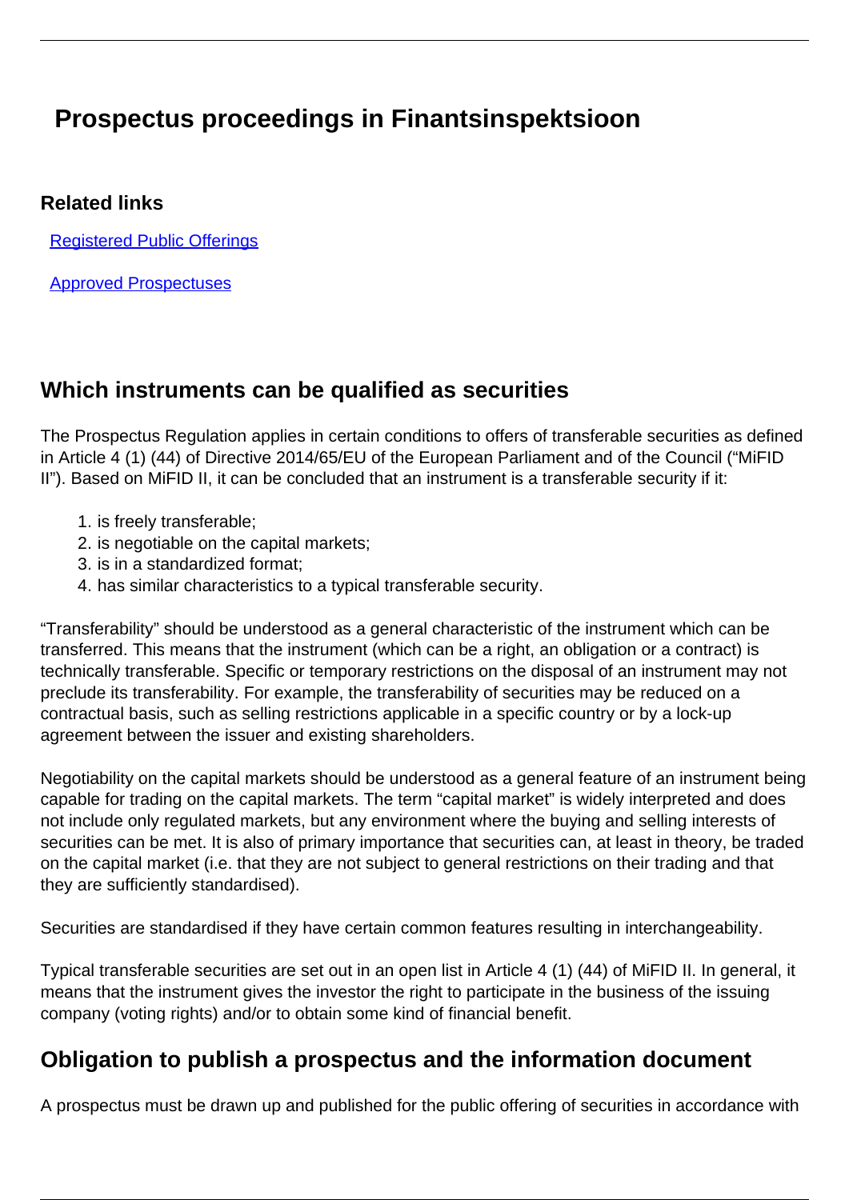# Prospectus proceedings in Finantsinspektsioon

### Related links

[Registered Public Offerings]

[Approved Prospectuses]

## Which instruments can be qualified as securities

The Prospectus Regulation applies in certain conditions to offers of transferable securities as defined in Article 4 (1) (44) of Directive 2014/65/EU of the European Parliament and of the Council ("MiFID II"). Based on MiFID II, it can be concluded that an instrument is a transferable security if it:

1. is freely transferable;
2. is negotiable on the capital markets;
3. is in a standardized format;
4. has similar characteristics to a typical transferable security.

"Transferability" should be understood as a general characteristic of the instrument which can be transferred. This means that the instrument (which can be a right, an obligation or a contract) is technically transferable. Specific or temporary restrictions on the disposal of an instrument may not preclude its transferability. For example, the transferability of securities may be reduced on a contractual basis, such as selling restrictions applicable in a specific country or by a lock-up agreement between the issuer and existing shareholders.

Negotiability on the capital markets should be understood as a general feature of an instrument being capable for trading on the capital markets. The term "capital market" is widely interpreted and does not include only regulated markets, but any environment where the buying and selling interests of securities can be met. It is also of primary importance that securities can, at least in theory, be traded on the capital market (i.e. that they are not subject to general restrictions on their trading and that they are sufficiently standardised).

Securities are standardised if they have certain common features resulting in interchangeability.

Typical transferable securities are set out in an open list in Article 4 (1) (44) of MiFID II. In general, it means that the instrument gives the investor the right to participate in the business of the issuing company (voting rights) and/or to obtain some kind of financial benefit.

## Obligation to publish a prospectus and the information document

A prospectus must be drawn up and published for the public offering of securities in accordance with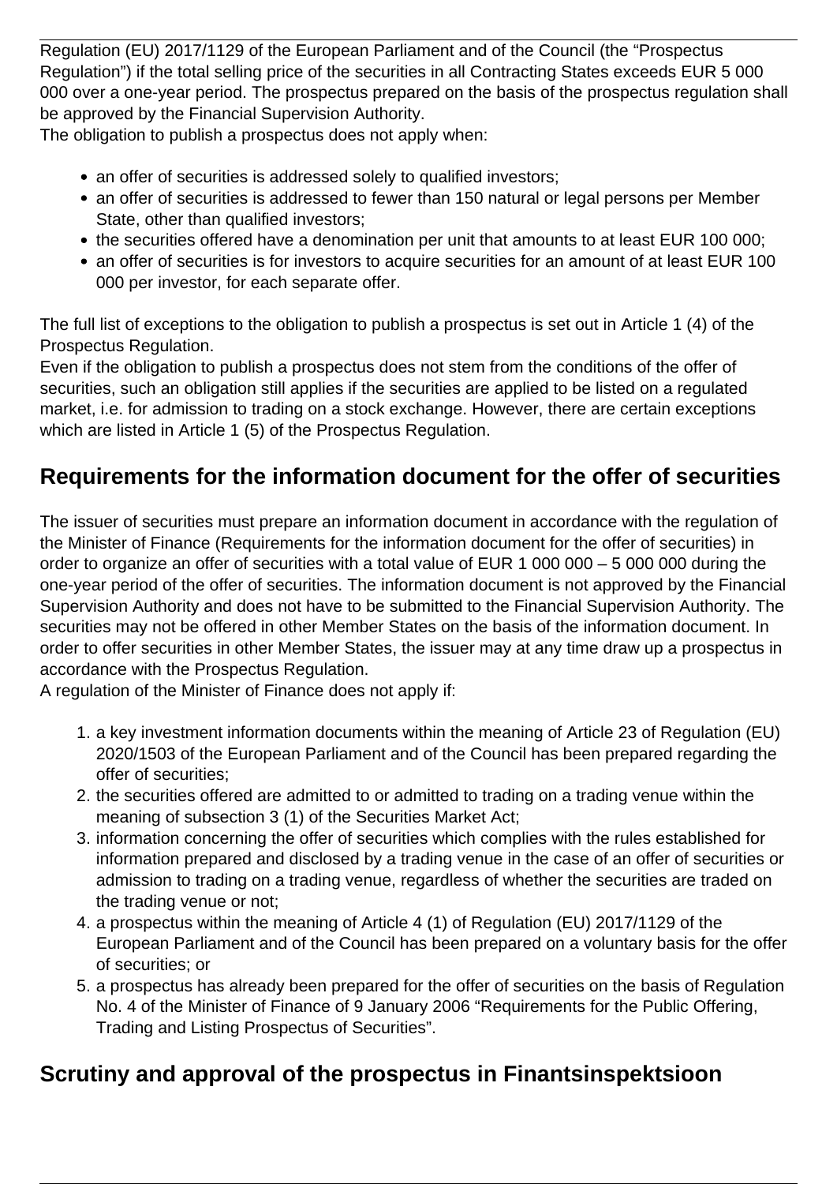Regulation (EU) 2017/1129 of the European Parliament and of the Council (the "Prospectus Regulation") if the total selling price of the securities in all Contracting States exceeds EUR 5 000 000 over a one-year period. The prospectus prepared on the basis of the prospectus regulation shall be approved by the Financial Supervision Authority.

The obligation to publish a prospectus does not apply when:

- an offer of securities is addressed solely to qualified investors;
- an offer of securities is addressed to fewer than 150 natural or legal persons per Member State, other than qualified investors;
- the securities offered have a denomination per unit that amounts to at least EUR 100 000;
- an offer of securities is for investors to acquire securities for an amount of at least EUR 100 000 per investor, for each separate offer.

The full list of exceptions to the obligation to publish a prospectus is set out in Article 1 (4) of the Prospectus Regulation.

Even if the obligation to publish a prospectus does not stem from the conditions of the offer of securities, such an obligation still applies if the securities are applied to be listed on a regulated market, i.e. for admission to trading on a stock exchange. However, there are certain exceptions which are listed in Article 1 (5) of the Prospectus Regulation.

## Requirements for the information document for the offer of securities

The issuer of securities must prepare an information document in accordance with the regulation of the Minister of Finance (Requirements for the information document for the offer of securities) in order to organize an offer of securities with a total value of EUR 1 000 000 – 5 000 000 during the one-year period of the offer of securities. The information document is not approved by the Financial Supervision Authority and does not have to be submitted to the Financial Supervision Authority. The securities may not be offered in other Member States on the basis of the information document. In order to offer securities in other Member States, the issuer may at any time draw up a prospectus in accordance with the Prospectus Regulation.

A regulation of the Minister of Finance does not apply if:

1. a key investment information documents within the meaning of Article 23 of Regulation (EU) 2020/1503 of the European Parliament and of the Council has been prepared regarding the offer of securities;
2. the securities offered are admitted to or admitted to trading on a trading venue within the meaning of subsection 3 (1) of the Securities Market Act;
3. information concerning the offer of securities which complies with the rules established for information prepared and disclosed by a trading venue in the case of an offer of securities or admission to trading on a trading venue, regardless of whether the securities are traded on the trading venue or not;
4. a prospectus within the meaning of Article 4 (1) of Regulation (EU) 2017/1129 of the European Parliament and of the Council has been prepared on a voluntary basis for the offer of securities; or
5. a prospectus has already been prepared for the offer of securities on the basis of Regulation No. 4 of the Minister of Finance of 9 January 2006 "Requirements for the Public Offering, Trading and Listing Prospectus of Securities".

## Scrutiny and approval of the prospectus in Finantsinspektsioon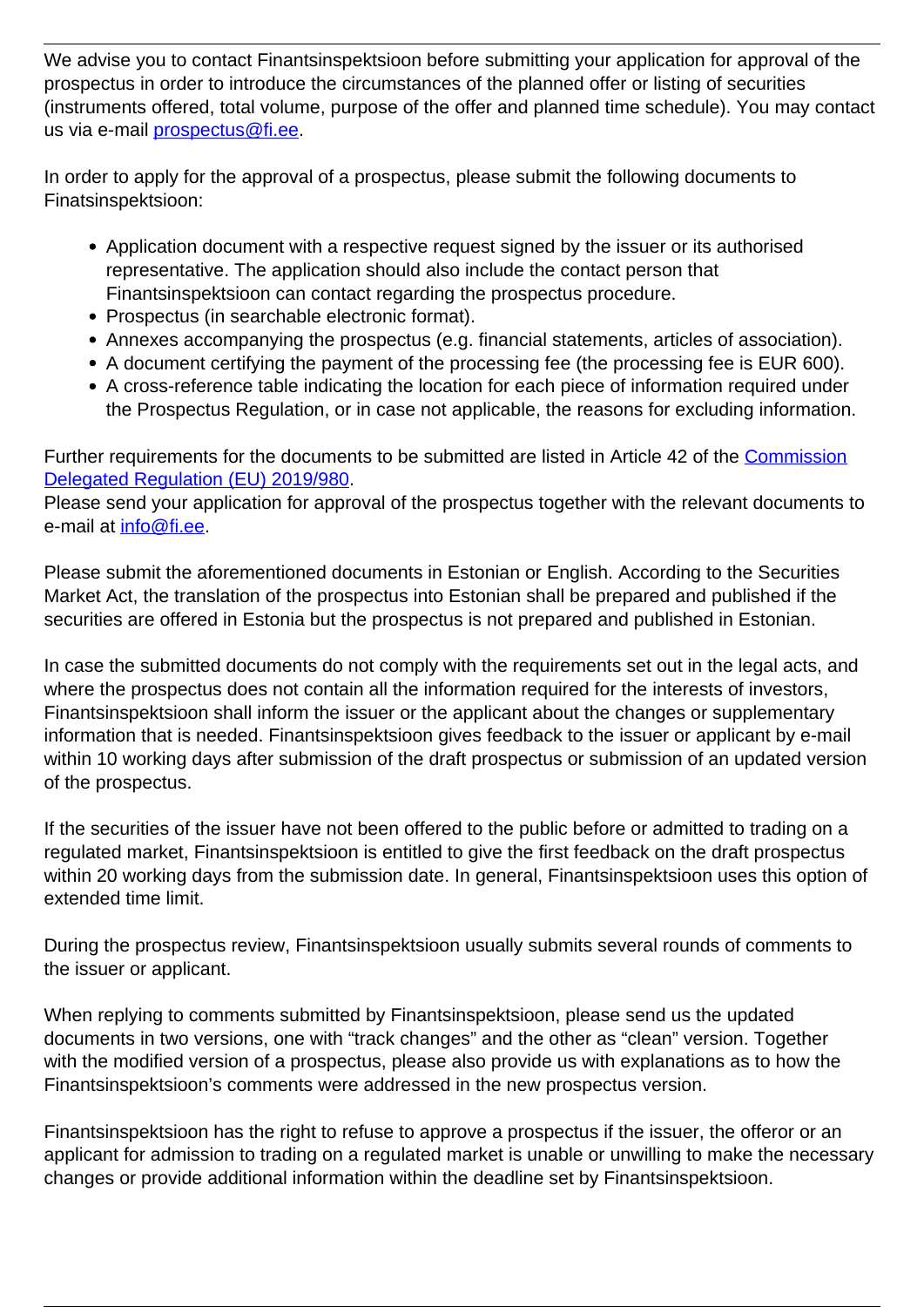We advise you to contact Finantsinspektsioon before submitting your application for approval of the prospectus in order to introduce the circumstances of the planned offer or listing of securities (instruments offered, total volume, purpose of the offer and planned time schedule). You may contact us via e-mail [prospectus@fi.ee](mailto:prospectus@fi.ee).

In order to apply for the approval of a prospectus, please submit the following documents to Finatsinspektsioon:

- Application document with a respective request signed by the issuer or its authorised representative. The application should also include the contact person that Finantsinspektsioon can contact regarding the prospectus procedure.
- Prospectus (in searchable electronic format).
- Annexes accompanying the prospectus (e.g. financial statements, articles of association).
- A document certifying the payment of the processing fee (the processing fee is EUR 600).
- A cross-reference table indicating the location for each piece of information required under the Prospectus Regulation, or in case not applicable, the reasons for excluding information.

Further requirements for the documents to be submitted are listed in Article 42 of the Commission Delegated Regulation (EU) 2019/980.
Please send your application for approval of the prospectus together with the relevant documents to e-mail at [info@fi.ee](mailto:info@fi.ee).

Please submit the aforementioned documents in Estonian or English. According to the Securities Market Act, the translation of the prospectus into Estonian shall be prepared and published if the securities are offered in Estonia but the prospectus is not prepared and published in Estonian.

In case the submitted documents do not comply with the requirements set out in the legal acts, and where the prospectus does not contain all the information required for the interests of investors, Finantsinspektsioon shall inform the issuer or the applicant about the changes or supplementary information that is needed. Finantsinspektsioon gives feedback to the issuer or applicant by e-mail within 10 working days after submission of the draft prospectus or submission of an updated version of the prospectus.

If the securities of the issuer have not been offered to the public before or admitted to trading on a regulated market, Finantsinspektsioon is entitled to give the first feedback on the draft prospectus within 20 working days from the submission date. In general, Finantsinspektsioon uses this option of extended time limit.

During the prospectus review, Finantsinspektsioon usually submits several rounds of comments to the issuer or applicant.

When replying to comments submitted by Finantsinspektsioon, please send us the updated documents in two versions, one with "track changes" and the other as "clean" version. Together with the modified version of a prospectus, please also provide us with explanations as to how the Finantsinspektsioon's comments were addressed in the new prospectus version.

Finantsinspektsioon has the right to refuse to approve a prospectus if the issuer, the offeror or an applicant for admission to trading on a regulated market is unable or unwilling to make the necessary changes or provide additional information within the deadline set by Finantsinspektsioon.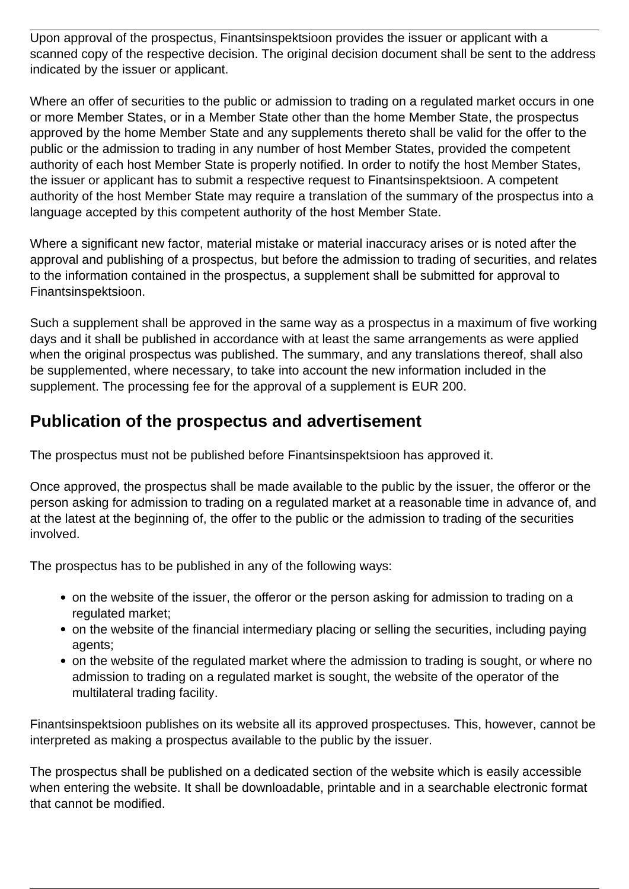Upon approval of the prospectus, Finantsinspektsioon provides the issuer or applicant with a scanned copy of the respective decision. The original decision document shall be sent to the address indicated by the issuer or applicant.

Where an offer of securities to the public or admission to trading on a regulated market occurs in one or more Member States, or in a Member State other than the home Member State, the prospectus approved by the home Member State and any supplements thereto shall be valid for the offer to the public or the admission to trading in any number of host Member States, provided the competent authority of each host Member State is properly notified. In order to notify the host Member States, the issuer or applicant has to submit a respective request to Finantsinspektsioon. A competent authority of the host Member State may require a translation of the summary of the prospectus into a language accepted by this competent authority of the host Member State.

Where a significant new factor, material mistake or material inaccuracy arises or is noted after the approval and publishing of a prospectus, but before the admission to trading of securities, and relates to the information contained in the prospectus, a supplement shall be submitted for approval to Finantsinspektsioon.

Such a supplement shall be approved in the same way as a prospectus in a maximum of five working days and it shall be published in accordance with at least the same arrangements as were applied when the original prospectus was published. The summary, and any translations thereof, shall also be supplemented, where necessary, to take into account the new information included in the supplement. The processing fee for the approval of a supplement is EUR 200.

## Publication of the prospectus and advertisement

The prospectus must not be published before Finantsinspektsioon has approved it.

Once approved, the prospectus shall be made available to the public by the issuer, the offeror or the person asking for admission to trading on a regulated market at a reasonable time in advance of, and at the latest at the beginning of, the offer to the public or the admission to trading of the securities involved.

The prospectus has to be published in any of the following ways:

- on the website of the issuer, the offeror or the person asking for admission to trading on a regulated market;
- on the website of the financial intermediary placing or selling the securities, including paying agents;
- on the website of the regulated market where the admission to trading is sought, or where no admission to trading on a regulated market is sought, the website of the operator of the multilateral trading facility.

Finantsinspektsioon publishes on its website all its approved prospectuses. This, however, cannot be interpreted as making a prospectus available to the public by the issuer.

The prospectus shall be published on a dedicated section of the website which is easily accessible when entering the website. It shall be downloadable, printable and in a searchable electronic format that cannot be modified.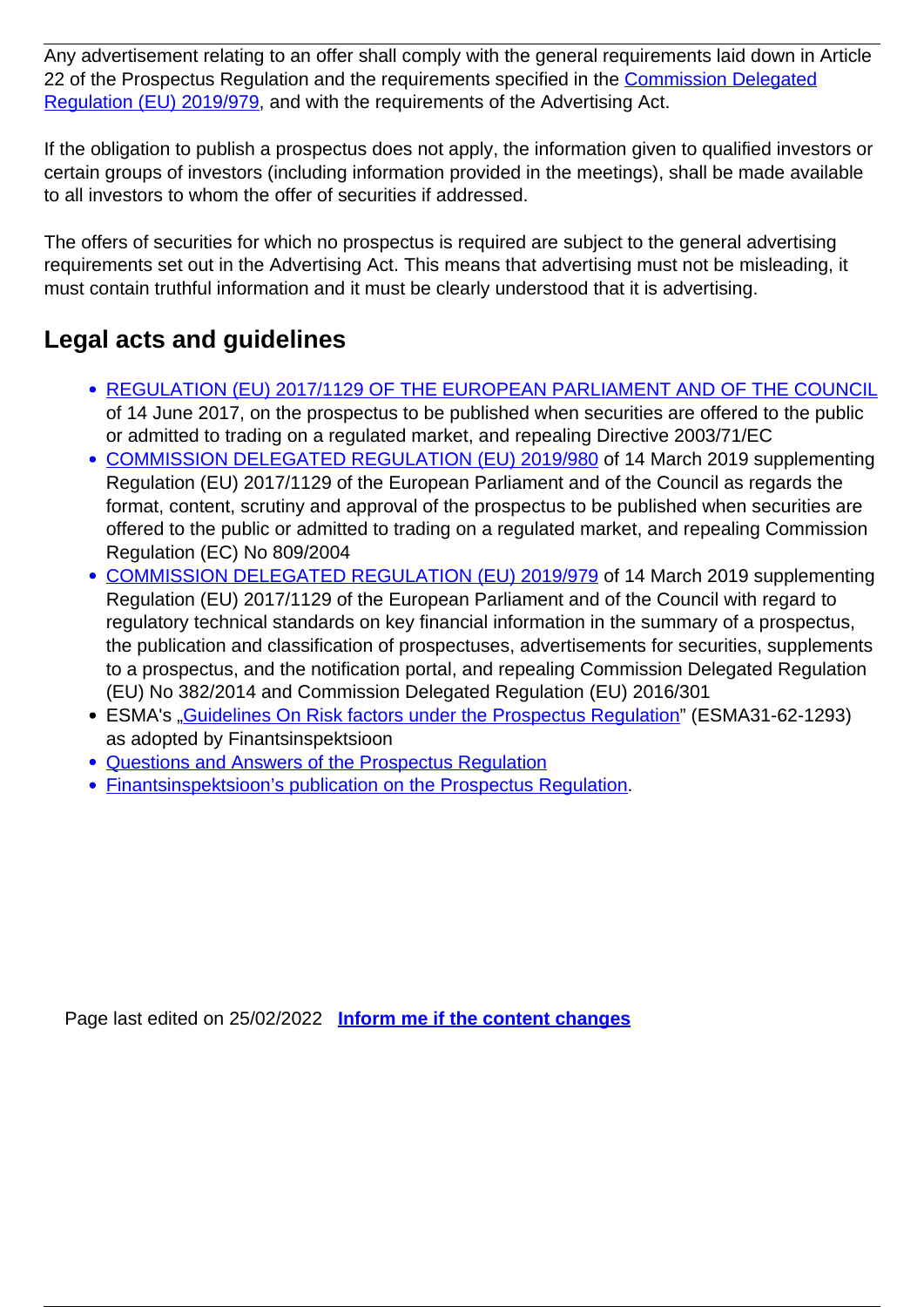Any advertisement relating to an offer shall comply with the general requirements laid down in Article 22 of the Prospectus Regulation and the requirements specified in the Commission Delegated Regulation (EU) 2019/979, and with the requirements of the Advertising Act.

If the obligation to publish a prospectus does not apply, the information given to qualified investors or certain groups of investors (including information provided in the meetings), shall be made available to all investors to whom the offer of securities if addressed.

The offers of securities for which no prospectus is required are subject to the general advertising requirements set out in the Advertising Act. This means that advertising must not be misleading, it must contain truthful information and it must be clearly understood that it is advertising.

## Legal acts and guidelines

- REGULATION (EU) 2017/1129 OF THE EUROPEAN PARLIAMENT AND OF THE COUNCIL of 14 June 2017, on the prospectus to be published when securities are offered to the public or admitted to trading on a regulated market, and repealing Directive 2003/71/EC
- COMMISSION DELEGATED REGULATION (EU) 2019/980 of 14 March 2019 supplementing Regulation (EU) 2017/1129 of the European Parliament and of the Council as regards the format, content, scrutiny and approval of the prospectus to be published when securities are offered to the public or admitted to trading on a regulated market, and repealing Commission Regulation (EC) No 809/2004
- COMMISSION DELEGATED REGULATION (EU) 2019/979 of 14 March 2019 supplementing Regulation (EU) 2017/1129 of the European Parliament and of the Council with regard to regulatory technical standards on key financial information in the summary of a prospectus, the publication and classification of prospectuses, advertisements for securities, supplements to a prospectus, and the notification portal, and repealing Commission Delegated Regulation (EU) No 382/2014 and Commission Delegated Regulation (EU) 2016/301
- ESMA's „Guidelines On Risk factors under the Prospectus Regulation" (ESMA31-62-1293) as adopted by Finantsinspektsioon
- Questions and Answers of the Prospectus Regulation
- Finantsinspektsioon's publication on the Prospectus Regulation.

Page last edited on 25/02/2022 **Inform me if the content changes**